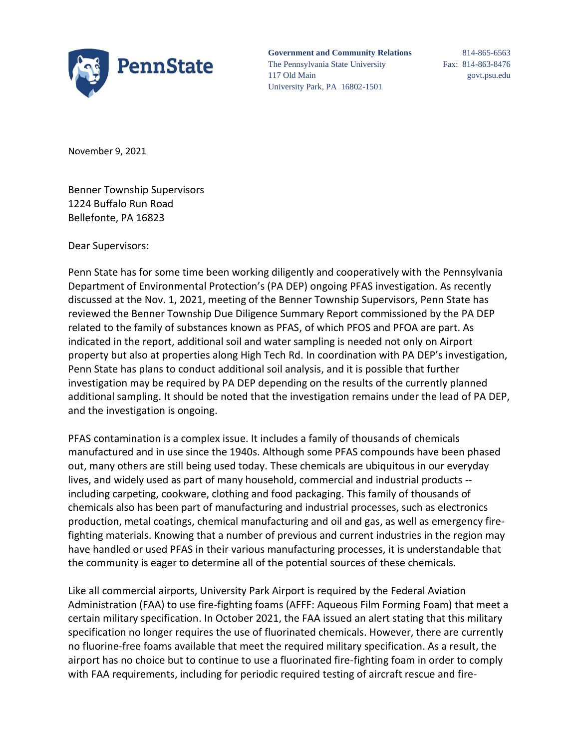**Government and Community Relations**
The Pennsylvania State University
117 Old Main
University Park, PA 16802-1501

814-865-6563
Fax: 814-863-8476
govt.psu.edu

November 9, 2021

Benner Township Supervisors
1224 Buffalo Run Road
Bellefonte, PA 16823

Dear Supervisors:

Penn State has for some time been working diligently and cooperatively with the Pennsylvania Department of Environmental Protection's (PA DEP) ongoing PFAS investigation. As recently discussed at the Nov. 1, 2021, meeting of the Benner Township Supervisors, Penn State has reviewed the Benner Township Due Diligence Summary Report commissioned by the PA DEP related to the family of substances known as PFAS, of which PFOS and PFOA are part. As indicated in the report, additional soil and water sampling is needed not only on Airport property but also at properties along High Tech Rd. In coordination with PA DEP's investigation, Penn State has plans to conduct additional soil analysis, and it is possible that further investigation may be required by PA DEP depending on the results of the currently planned additional sampling. It should be noted that the investigation remains under the lead of PA DEP, and the investigation is ongoing.

PFAS contamination is a complex issue. It includes a family of thousands of chemicals manufactured and in use since the 1940s. Although some PFAS compounds have been phased out, many others are still being used today. These chemicals are ubiquitous in our everyday lives, and widely used as part of many household, commercial and industrial products -- including carpeting, cookware, clothing and food packaging. This family of thousands of chemicals also has been part of manufacturing and industrial processes, such as electronics production, metal coatings, chemical manufacturing and oil and gas, as well as emergency fire-fighting materials. Knowing that a number of previous and current industries in the region may have handled or used PFAS in their various manufacturing processes, it is understandable that the community is eager to determine all of the potential sources of these chemicals.

Like all commercial airports, University Park Airport is required by the Federal Aviation Administration (FAA) to use fire-fighting foams (AFFF: Aqueous Film Forming Foam) that meet a certain military specification. In October 2021, the FAA issued an alert stating that this military specification no longer requires the use of fluorinated chemicals. However, there are currently no fluorine-free foams available that meet the required military specification. As a result, the airport has no choice but to continue to use a fluorinated fire-fighting foam in order to comply with FAA requirements, including for periodic required testing of aircraft rescue and fire-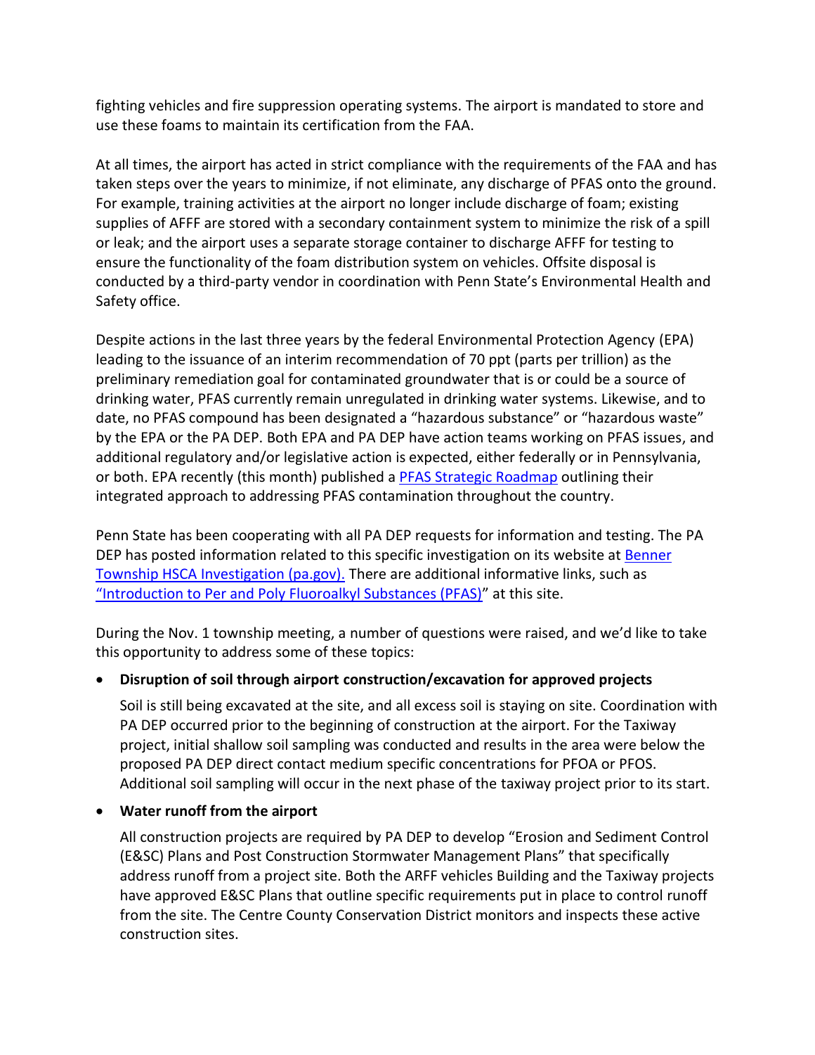fighting vehicles and fire suppression operating systems. The airport is mandated to store and use these foams to maintain its certification from the FAA.

At all times, the airport has acted in strict compliance with the requirements of the FAA and has taken steps over the years to minimize, if not eliminate, any discharge of PFAS onto the ground. For example, training activities at the airport no longer include discharge of foam; existing supplies of AFFF are stored with a secondary containment system to minimize the risk of a spill or leak; and the airport uses a separate storage container to discharge AFFF for testing to ensure the functionality of the foam distribution system on vehicles. Offsite disposal is conducted by a third-party vendor in coordination with Penn State's Environmental Health and Safety office.

Despite actions in the last three years by the federal Environmental Protection Agency (EPA) leading to the issuance of an interim recommendation of 70 ppt (parts per trillion) as the preliminary remediation goal for contaminated groundwater that is or could be a source of drinking water, PFAS currently remain unregulated in drinking water systems. Likewise, and to date, no PFAS compound has been designated a "hazardous substance" or "hazardous waste" by the EPA or the PA DEP. Both EPA and PA DEP have action teams working on PFAS issues, and additional regulatory and/or legislative action is expected, either federally or in Pennsylvania, or both. EPA recently (this month) published a PFAS Strategic Roadmap outlining their integrated approach to addressing PFAS contamination throughout the country.

Penn State has been cooperating with all PA DEP requests for information and testing. The PA DEP has posted information related to this specific investigation on its website at Benner Township HSCA Investigation (pa.gov). There are additional informative links, such as "Introduction to Per and Poly Fluoroalkyl Substances (PFAS)" at this site.

During the Nov. 1 township meeting, a number of questions were raised, and we'd like to take this opportunity to address some of these topics:

- **Disruption of soil through airport construction/excavation for approved projects**

  Soil is still being excavated at the site, and all excess soil is staying on site. Coordination with PA DEP occurred prior to the beginning of construction at the airport. For the Taxiway project, initial shallow soil sampling was conducted and results in the area were below the proposed PA DEP direct contact medium specific concentrations for PFOA or PFOS. Additional soil sampling will occur in the next phase of the taxiway project prior to its start.

- **Water runoff from the airport**

  All construction projects are required by PA DEP to develop "Erosion and Sediment Control (E&SC) Plans and Post Construction Stormwater Management Plans" that specifically address runoff from a project site. Both the ARFF vehicles Building and the Taxiway projects have approved E&SC Plans that outline specific requirements put in place to control runoff from the site. The Centre County Conservation District monitors and inspects these active construction sites.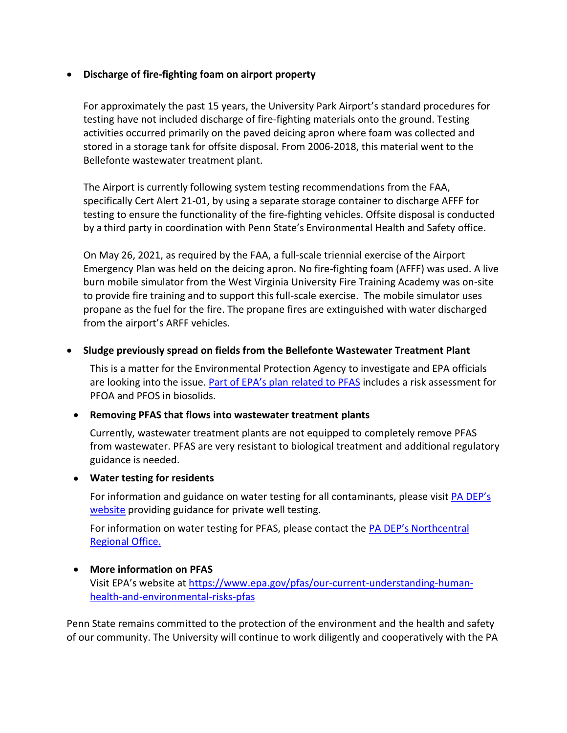- **Discharge of fire-fighting foam on airport property**

  For approximately the past 15 years, the University Park Airport's standard procedures for testing have not included discharge of fire-fighting materials onto the ground. Testing activities occurred primarily on the paved deicing apron where foam was collected and stored in a storage tank for offsite disposal. From 2006-2018, this material went to the Bellefonte wastewater treatment plant.

  The Airport is currently following system testing recommendations from the FAA, specifically Cert Alert 21-01, by using a separate storage container to discharge AFFF for testing to ensure the functionality of the fire-fighting vehicles. Offsite disposal is conducted by a third party in coordination with Penn State's Environmental Health and Safety office.

  On May 26, 2021, as required by the FAA, a full-scale triennial exercise of the Airport Emergency Plan was held on the deicing apron. No fire-fighting foam (AFFF) was used. A live burn mobile simulator from the West Virginia University Fire Training Academy was on-site to provide fire training and to support this full-scale exercise. The mobile simulator uses propane as the fuel for the fire. The propane fires are extinguished with water discharged from the airport's ARFF vehicles.

- **Sludge previously spread on fields from the Bellefonte Wastewater Treatment Plant**

  This is a matter for the Environmental Protection Agency to investigate and EPA officials are looking into the issue. [Part of EPA's plan related to PFAS] includes a risk assessment for PFOA and PFOS in biosolids.

- **Removing PFAS that flows into wastewater treatment plants**

  Currently, wastewater treatment plants are not equipped to completely remove PFAS from wastewater. PFAS are very resistant to biological treatment and additional regulatory guidance is needed.

- **Water testing for residents**

  For information and guidance on water testing for all contaminants, please visit [PA DEP's website] providing guidance for private well testing.

  For information on water testing for PFAS, please contact the [PA DEP's Northcentral Regional Office.]

- **More information on PFAS**

  Visit EPA's website at https://www.epa.gov/pfas/our-current-understanding-human-health-and-environmental-risks-pfas

Penn State remains committed to the protection of the environment and the health and safety of our community. The University will continue to work diligently and cooperatively with the PA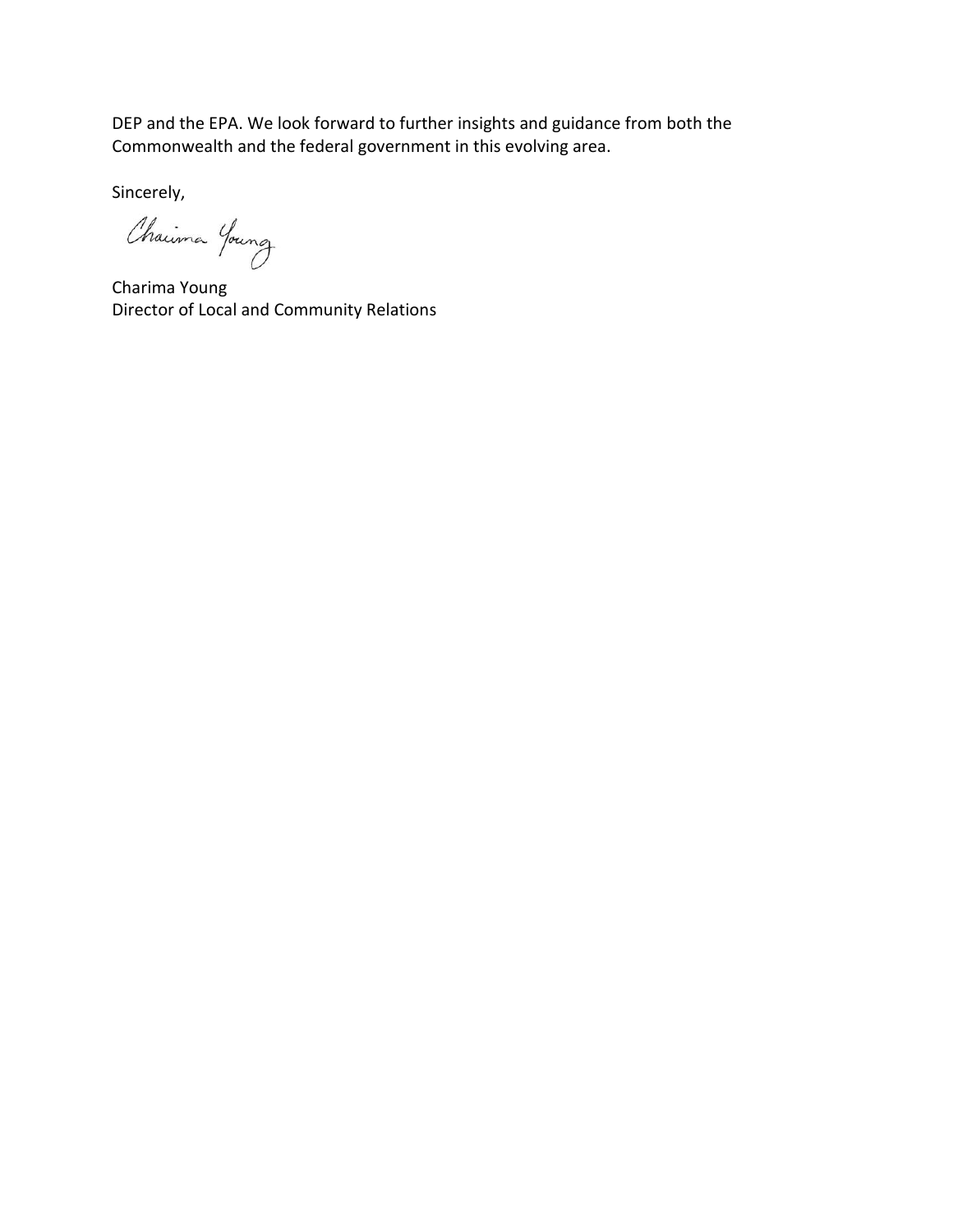DEP and the EPA. We look forward to further insights and guidance from both the Commonwealth and the federal government in this evolving area.

Sincerely,

Charima Young

Charima Young
Director of Local and Community Relations